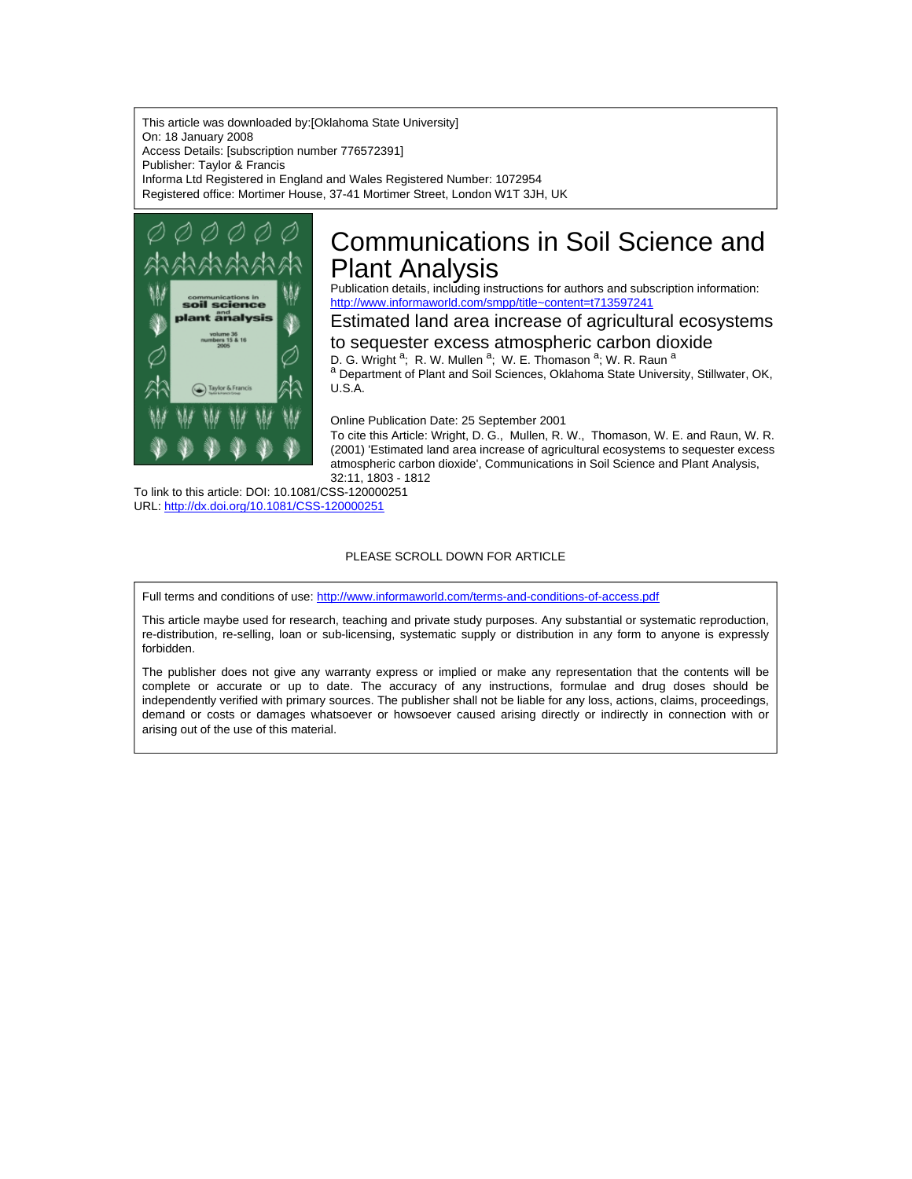This article was downloaded by:[Oklahoma State University]
On: 18 January 2008
Access Details: [subscription number 776572391]
Publisher: Taylor & Francis
Informa Ltd Registered in England and Wales Registered Number: 1072954
Registered office: Mortimer House, 37-41 Mortimer Street, London W1T 3JH, UK

# Communications in Soil Science and Plant Analysis

Publication details, including instructions for authors and subscription information:
http://www.informaworld.com/smpp/title~content=t713597241

## Estimated land area increase of agricultural ecosystems to sequester excess atmospheric carbon dioxide

D. G. Wright [a]; R. W. Mullen [a]; W. E. Thomason [a]; W. R. Raun [a]

[a] Department of Plant and Soil Sciences, Oklahoma State University, Stillwater, OK, U.S.A.

Online Publication Date: 25 September 2001

To cite this Article: Wright, D. G., Mullen, R. W., Thomason, W. E. and Raun, W. R. (2001) 'Estimated land area increase of agricultural ecosystems to sequester excess atmospheric carbon dioxide', Communications in Soil Science and Plant Analysis, 32:11, 1803 - 1812

To link to this article: DOI: 10.1081/CSS-120000251
URL: http://dx.doi.org/10.1081/CSS-120000251

PLEASE SCROLL DOWN FOR ARTICLE

Full terms and conditions of use: http://www.informaworld.com/terms-and-conditions-of-access.pdf

This article maybe used for research, teaching and private study purposes. Any substantial or systematic reproduction, re-distribution, re-selling, loan or sub-licensing, systematic supply or distribution in any form to anyone is expressly forbidden.

The publisher does not give any warranty express or implied or make any representation that the contents will be complete or accurate or up to date. The accuracy of any instructions, formulae and drug doses should be independently verified with primary sources. The publisher shall not be liable for any loss, actions, claims, proceedings, demand or costs or damages whatsoever or howsoever caused arising directly or indirectly in connection with or arising out of the use of this material.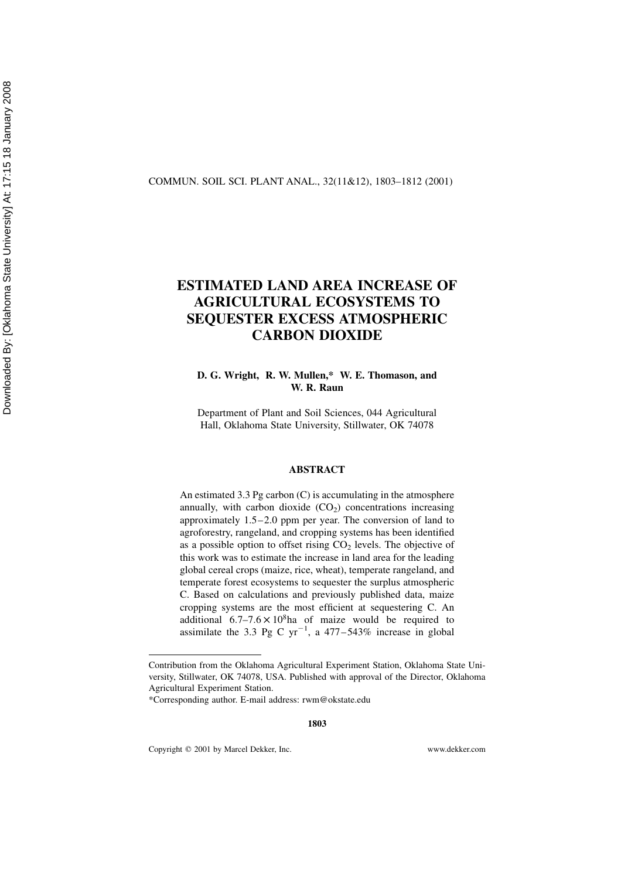# ESTIMATED LAND AREA INCREASE OF AGRICULTURAL ECOSYSTEMS TO SEQUESTER EXCESS ATMOSPHERIC CARBON DIOXIDE

**D. G. Wright, R. W. Mullen,* W. E. Thomason, and W. R. Raun**

Department of Plant and Soil Sciences, 044 Agricultural Hall, Oklahoma State University, Stillwater, OK 74078

## ABSTRACT

An estimated 3.3 Pg carbon (C) is accumulating in the atmosphere annually, with carbon dioxide ($CO_2$) concentrations increasing approximately 1.5–2.0 ppm per year. The conversion of land to agroforestry, rangeland, and cropping systems has been identified as a possible option to offset rising $CO_2$ levels. The objective of this work was to estimate the increase in land area for the leading global cereal crops (maize, rice, wheat), temperate rangeland, and temperate forest ecosystems to sequester the surplus atmospheric C. Based on calculations and previously published data, maize cropping systems are the most efficient at sequestering C. An additional $6.7–7.6 \times 10^8$ha of maize would be required to assimilate the 3.3 Pg C $yr^{-1}$, a 477–543% increase in global

---

Contribution from the Oklahoma Agricultural Experiment Station, Oklahoma State University, Stillwater, OK 74078, USA. Published with approval of the Director, Oklahoma Agricultural Experiment Station.

*Corresponding author. E-mail address: rwm@okstate.edu

Copyright © 2001 by Marcel Dekker, Inc. www.dekker.com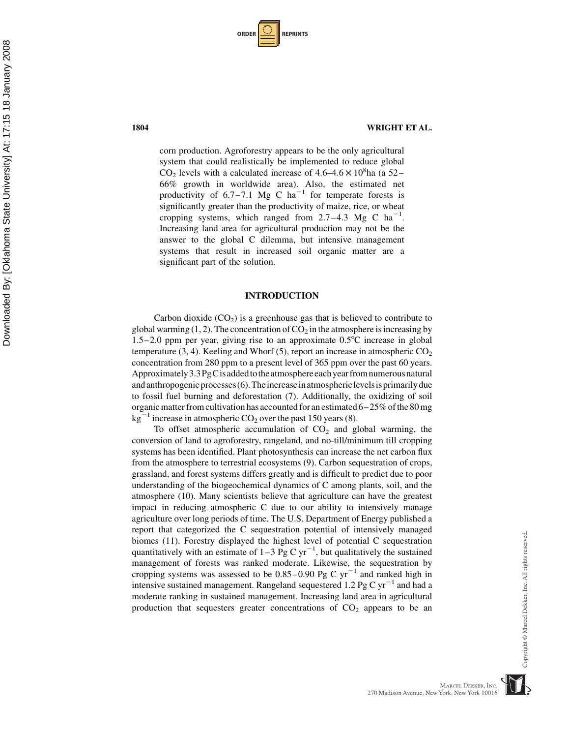corn production. Agroforestry appears to be the only agricultural system that could realistically be implemented to reduce global $CO_2$ levels with a calculated increase of 4.6–4.6 × $10^8$ha (a 52–66% growth in worldwide area). Also, the estimated net productivity of 6.7–7.1 Mg C $ha^{-1}$ for temperate forests is significantly greater than the productivity of maize, rice, or wheat cropping systems, which ranged from 2.7–4.3 Mg C $ha^{-1}$. Increasing land area for agricultural production may not be the answer to the global C dilemma, but intensive management systems that result in increased soil organic matter are a significant part of the solution.

## INTRODUCTION

Carbon dioxide ($CO_2$) is a greenhouse gas that is believed to contribute to global warming (1, 2). The concentration of $CO_2$ in the atmosphere is increasing by 1.5–2.0 ppm per year, giving rise to an approximate 0.5°C increase in global temperature (3, 4). Keeling and Whorf (5), report an increase in atmospheric $CO_2$ concentration from 280 ppm to a present level of 365 ppm over the past 60 years. Approximately 3.3 Pg C is added to the atmosphere each year from numerous natural and anthropogenic processes (6). The increase in atmospheric levels is primarily due to fossil fuel burning and deforestation (7). Additionally, the oxidizing of soil organic matter from cultivation has accounted for an estimated 6–25% of the 80 mg $kg^{-1}$ increase in atmospheric $CO_2$ over the past 150 years (8).

To offset atmospheric accumulation of $CO_2$ and global warming, the conversion of land to agroforestry, rangeland, and no-till/minimum till cropping systems has been identified. Plant photosynthesis can increase the net carbon flux from the atmosphere to terrestrial ecosystems (9). Carbon sequestration of crops, grassland, and forest systems differs greatly and is difficult to predict due to poor understanding of the biogeochemical dynamics of C among plants, soil, and the atmosphere (10). Many scientists believe that agriculture can have the greatest impact in reducing atmospheric C due to our ability to intensively manage agriculture over long periods of time. The U.S. Department of Energy published a report that categorized the C sequestration potential of intensively managed biomes (11). Forestry displayed the highest level of potential C sequestration quantitatively with an estimate of 1–3 Pg C $yr^{-1}$, but qualitatively the sustained management of forests was ranked moderate. Likewise, the sequestration by cropping systems was assessed to be 0.85–0.90 Pg C $yr^{-1}$ and ranked high in intensive sustained management. Rangeland sequestered 1.2 Pg C $yr^{-1}$ and had a moderate ranking in sustained management. Increasing land area in agricultural production that sequesters greater concentrations of $CO_2$ appears to be an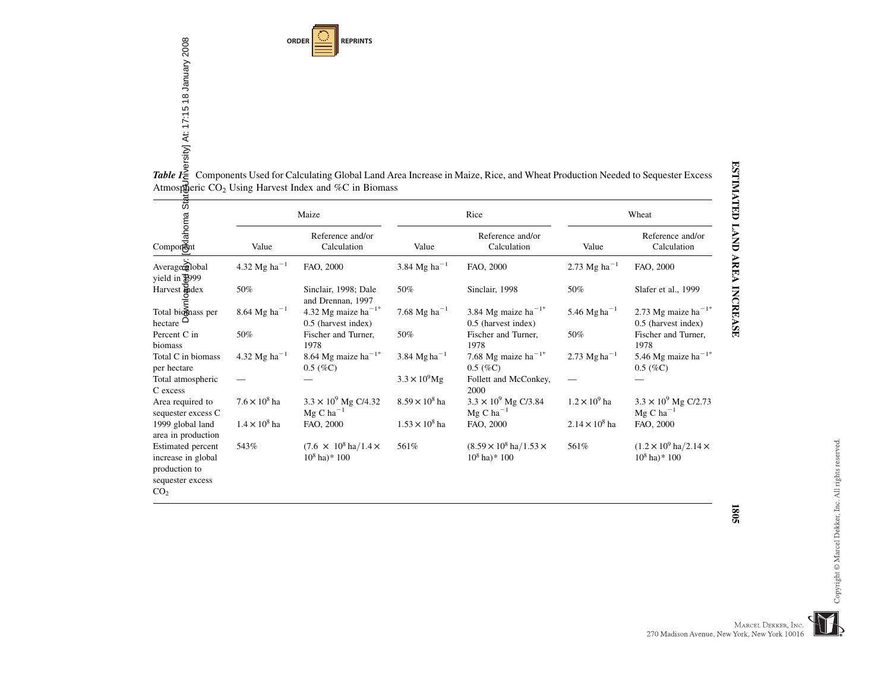*Table 1.* Components Used for Calculating Global Land Area Increase in Maize, Rice, and Wheat Production Needed to Sequester Excess Atmospheric $CO_2$ Using Harvest Index and %C in Biomass

| Component | Maize | | Rice | | Wheat | |
|---|---|---|---|---|---|---|
| | Value | Reference and/or Calculation | Value | Reference and/or Calculation | Value | Reference and/or Calculation |
| Average global yield in 1999 | 4.32 Mg $ha^{-1}$ | FAO, 2000 | 3.84 Mg $ha^{-1}$ | FAO, 2000 | 2.73 Mg $ha^{-1}$ | FAO, 2000 |
| Harvest index | 50% | Sinclair, 1998; Dale and Drennan, 1997 | 50% | Sinclair, 1998 | 50% | Slafer et al., 1999 |
| Total biomass per hectare | 8.64 Mg $ha^{-1}$ | 4.32 Mg maize $ha^{-1}$* 0.5 (harvest index) | 7.68 Mg $ha^{-1}$ | 3.84 Mg maize $ha^{-1}$* 0.5 (harvest index) | 5.46 Mg $ha^{-1}$ | 2.73 Mg maize $ha^{-1}$* 0.5 (harvest index) |
| Percent C in biomass | 50% | Fischer and Turner, 1978 | 50% | Fischer and Turner, 1978 | 50% | Fischer and Turner, 1978 |
| Total C in biomass per hectare | 4.32 Mg $ha^{-1}$ | 8.64 Mg maize $ha^{-1}$* 0.5 (%C) | 3.84 Mg $ha^{-1}$ | 7.68 Mg maize $ha^{-1}$* 0.5 (%C) | 2.73 Mg $ha^{-1}$ | 5.46 Mg maize $ha^{-1}$* 0.5 (%C) |
| Total atmospheric C excess | — | — | $3.3 \times 10^9$ Mg | Follett and McConkey, 2000 | — | — |
| Area required to sequester excess C | $7.6 \times 10^8$ ha | $3.3 \times 10^9$ Mg C/4.32 Mg C $ha^{-1}$ | $8.59 \times 10^8$ ha | $3.3 \times 10^9$ Mg C/3.84 Mg C $ha^{-1}$ | $1.2 \times 10^9$ ha | $3.3 \times 10^9$ Mg C/2.73 Mg C $ha^{-1}$ |
| 1999 global land area in production | $1.4 \times 10^8$ ha | FAO, 2000 | $1.53 \times 10^8$ ha | FAO, 2000 | $2.14 \times 10^8$ ha | FAO, 2000 |
| Estimated percent increase in global production to sequester excess $CO_2$ | 543% | $(7.6 \times 10^8 \text{ ha}/1.4 \times 10^8 \text{ ha}) * 100$ | 561% | $(8.59 \times 10^8 \text{ ha}/1.53 \times 10^8 \text{ ha}) * 100$ | 561% | $(1.2 \times 10^9 \text{ ha}/2.14 \times 10^8 \text{ ha}) * 100$ |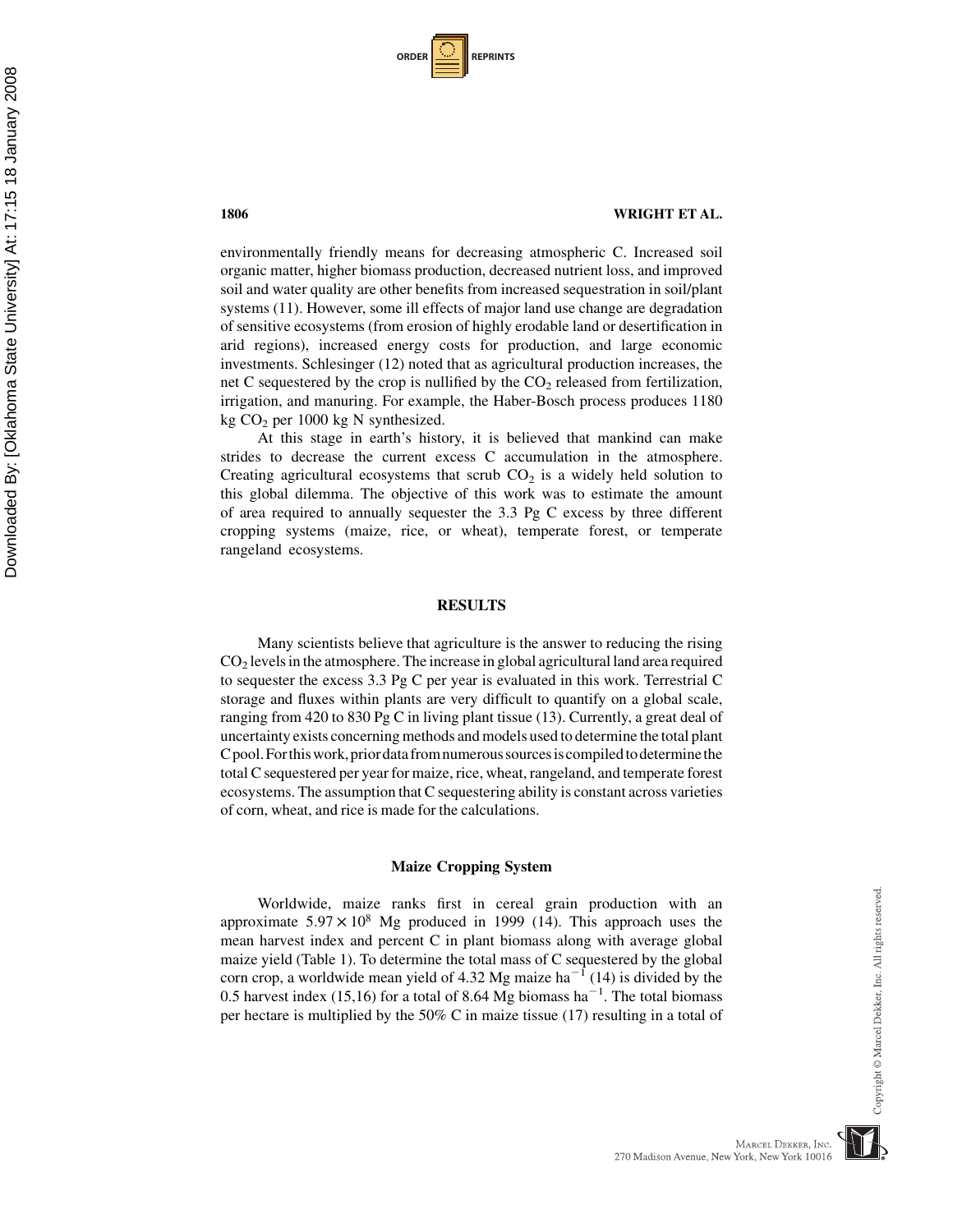environmentally friendly means for decreasing atmospheric C. Increased soil organic matter, higher biomass production, decreased nutrient loss, and improved soil and water quality are other benefits from increased sequestration in soil/plant systems (11). However, some ill effects of major land use change are degradation of sensitive ecosystems (from erosion of highly erodable land or desertification in arid regions), increased energy costs for production, and large economic investments. Schlesinger (12) noted that as agricultural production increases, the net C sequestered by the crop is nullified by the $CO_2$ released from fertilization, irrigation, and manuring. For example, the Haber-Bosch process produces 1180 kg $CO_2$ per 1000 kg N synthesized.

At this stage in earth's history, it is believed that mankind can make strides to decrease the current excess C accumulation in the atmosphere. Creating agricultural ecosystems that scrub $CO_2$ is a widely held solution to this global dilemma. The objective of this work was to estimate the amount of area required to annually sequester the 3.3 Pg C excess by three different cropping systems (maize, rice, or wheat), temperate forest, or temperate rangeland ecosystems.

## RESULTS

Many scientists believe that agriculture is the answer to reducing the rising $CO_2$ levels in the atmosphere. The increase in global agricultural land area required to sequester the excess 3.3 Pg C per year is evaluated in this work. Terrestrial C storage and fluxes within plants are very difficult to quantify on a global scale, ranging from 420 to 830 Pg C in living plant tissue (13). Currently, a great deal of uncertainty exists concerning methods and models used to determine the total plant C pool. For this work, prior data from numerous sources is compiled to determine the total C sequestered per year for maize, rice, wheat, rangeland, and temperate forest ecosystems. The assumption that C sequestering ability is constant across varieties of corn, wheat, and rice is made for the calculations.

### Maize Cropping System

Worldwide, maize ranks first in cereal grain production with an approximate $5.97 \times 10^8$ Mg produced in 1999 (14). This approach uses the mean harvest index and percent C in plant biomass along with average global maize yield (Table 1). To determine the total mass of C sequestered by the global corn crop, a worldwide mean yield of 4.32 Mg maize $ha^{-1}$ (14) is divided by the 0.5 harvest index (15,16) for a total of 8.64 Mg biomass $ha^{-1}$. The total biomass per hectare is multiplied by the 50% C in maize tissue (17) resulting in a total of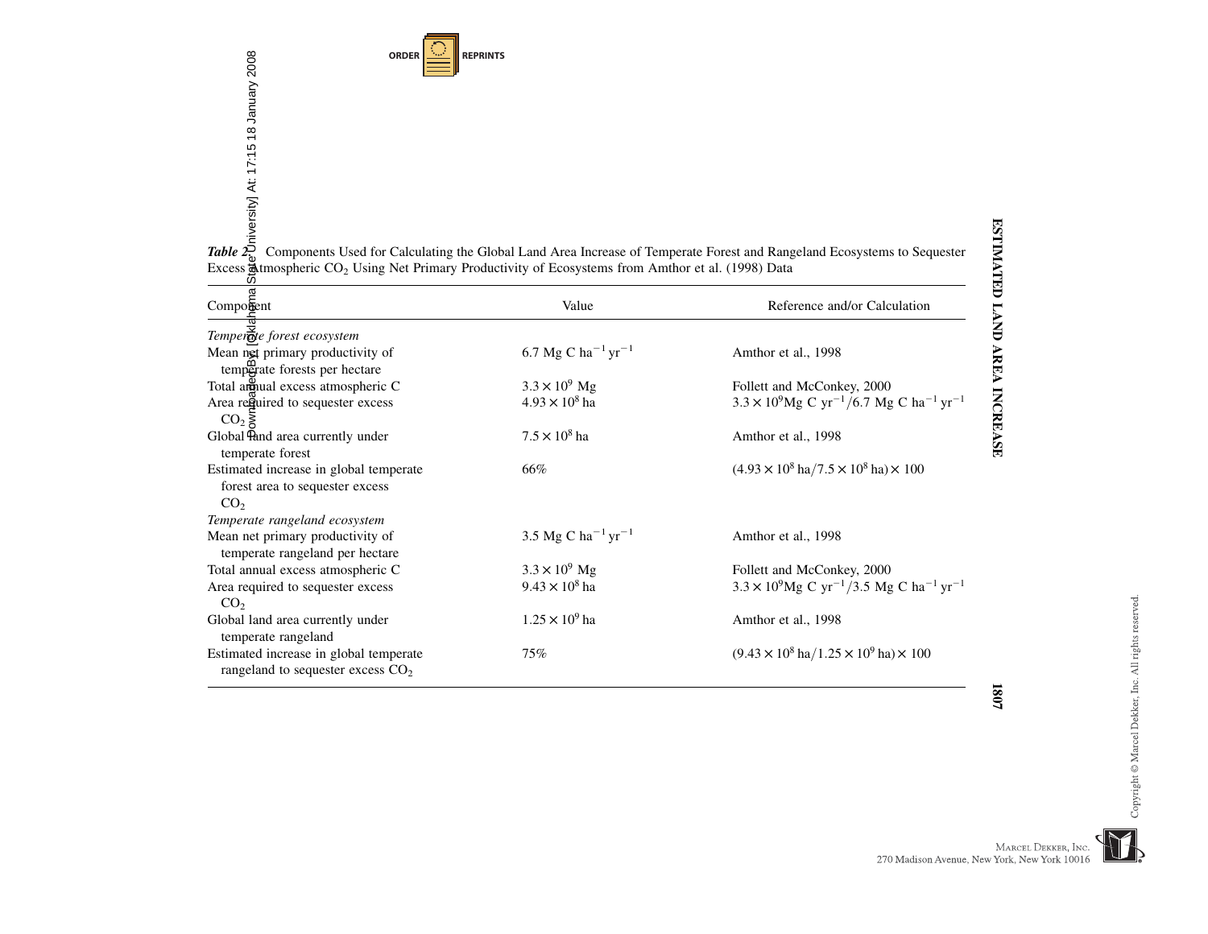***Table 2.*** Components Used for Calculating the Global Land Area Increase of Temperate Forest and Rangeland Ecosystems to Sequester Excess Atmospheric $CO_2$ Using Net Primary Productivity of Ecosystems from Amthor et al. (1998) Data

| Component | Value | Reference and/or Calculation |
|---|---|---|
| *Temperate forest ecosystem* | | |
| Mean net primary productivity of temperate forests per hectare | $6.7\ \text{Mg C ha}^{-1}\ \text{yr}^{-1}$ | Amthor et al., 1998 |
| Total annual excess atmospheric C | $3.3 \times 10^9$ Mg | Follett and McConkey, 2000 |
| Area required to sequester excess $CO_2$ | $4.93 \times 10^8$ ha | $3.3 \times 10^9 \text{Mg C yr}^{-1}/6.7\ \text{Mg C ha}^{-1}\ \text{yr}^{-1}$ |
| Global land area currently under temperate forest | $7.5 \times 10^8$ ha | Amthor et al., 1998 |
| Estimated increase in global temperate forest area to sequester excess $CO_2$ | 66% | $(4.93 \times 10^8\ \text{ha}/7.5 \times 10^8\ \text{ha}) \times 100$ |
| *Temperate rangeland ecosystem* | | |
| Mean net primary productivity of temperate rangeland per hectare | $3.5\ \text{Mg C ha}^{-1}\ \text{yr}^{-1}$ | Amthor et al., 1998 |
| Total annual excess atmospheric C | $3.3 \times 10^9$ Mg | Follett and McConkey, 2000 |
| Area required to sequester excess $CO_2$ | $9.43 \times 10^8$ ha | $3.3 \times 10^9 \text{Mg C yr}^{-1}/3.5\ \text{Mg C ha}^{-1}\ \text{yr}^{-1}$ |
| Global land area currently under temperate rangeland | $1.25 \times 10^9$ ha | Amthor et al., 1998 |
| Estimated increase in global temperate rangeland to sequester excess $CO_2$ | 75% | $(9.43 \times 10^8\ \text{ha}/1.25 \times 10^9\ \text{ha}) \times 100$ |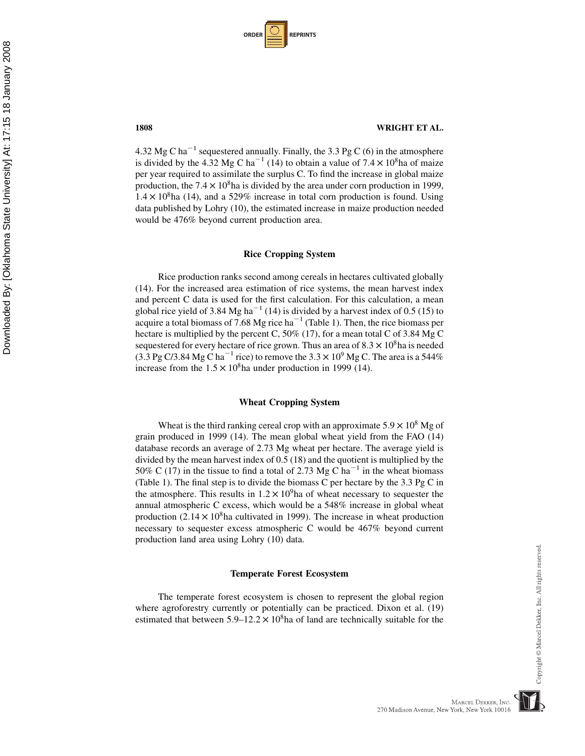4.32 Mg C $ha^{-1}$ sequestered annually. Finally, the 3.3 Pg C (6) in the atmosphere is divided by the 4.32 Mg C $ha^{-1}$ (14) to obtain a value of $7.4 \times 10^8$ha of maize per year required to assimilate the surplus C. To find the increase in global maize production, the $7.4 \times 10^8$ha is divided by the area under corn production in 1999, $1.4 \times 10^8$ha (14), and a 529% increase in total corn production is found. Using data published by Lohry (10), the estimated increase in maize production needed would be 476% beyond current production area.

### Rice Cropping System

Rice production ranks second among cereals in hectares cultivated globally (14). For the increased area estimation of rice systems, the mean harvest index and percent C data is used for the first calculation. For this calculation, a mean global rice yield of 3.84 Mg $ha^{-1}$ (14) is divided by a harvest index of 0.5 (15) to acquire a total biomass of 7.68 Mg rice $ha^{-1}$ (Table 1). Then, the rice biomass per hectare is multiplied by the percent C, 50% (17), for a mean total C of 3.84 Mg C sequestered for every hectare of rice grown. Thus an area of $8.3 \times 10^8$ha is needed (3.3 Pg C/3.84 Mg C $ha^{-1}$ rice) to remove the $3.3 \times 10^9$ Mg C. The area is a 544% increase from the $1.5 \times 10^8$ha under production in 1999 (14).

### Wheat Cropping System

Wheat is the third ranking cereal crop with an approximate $5.9 \times 10^8$ Mg of grain produced in 1999 (14). The mean global wheat yield from the FAO (14) database records an average of 2.73 Mg wheat per hectare. The average yield is divided by the mean harvest index of 0.5 (18) and the quotient is multiplied by the 50% C (17) in the tissue to find a total of 2.73 Mg C $ha^{-1}$ in the wheat biomass (Table 1). The final step is to divide the biomass C per hectare by the 3.3 Pg C in the atmosphere. This results in $1.2 \times 10^9$ha of wheat necessary to sequester the annual atmospheric C excess, which would be a 548% increase in global wheat production ($2.14 \times 10^8$ha cultivated in 1999). The increase in wheat production necessary to sequester excess atmospheric C would be 467% beyond current production land area using Lohry (10) data.

### Temperate Forest Ecosystem

The temperate forest ecosystem is chosen to represent the global region where agroforestry currently or potentially can be practiced. Dixon et al. (19) estimated that between $5.9$–$12.2 \times 10^8$ha of land are technically suitable for the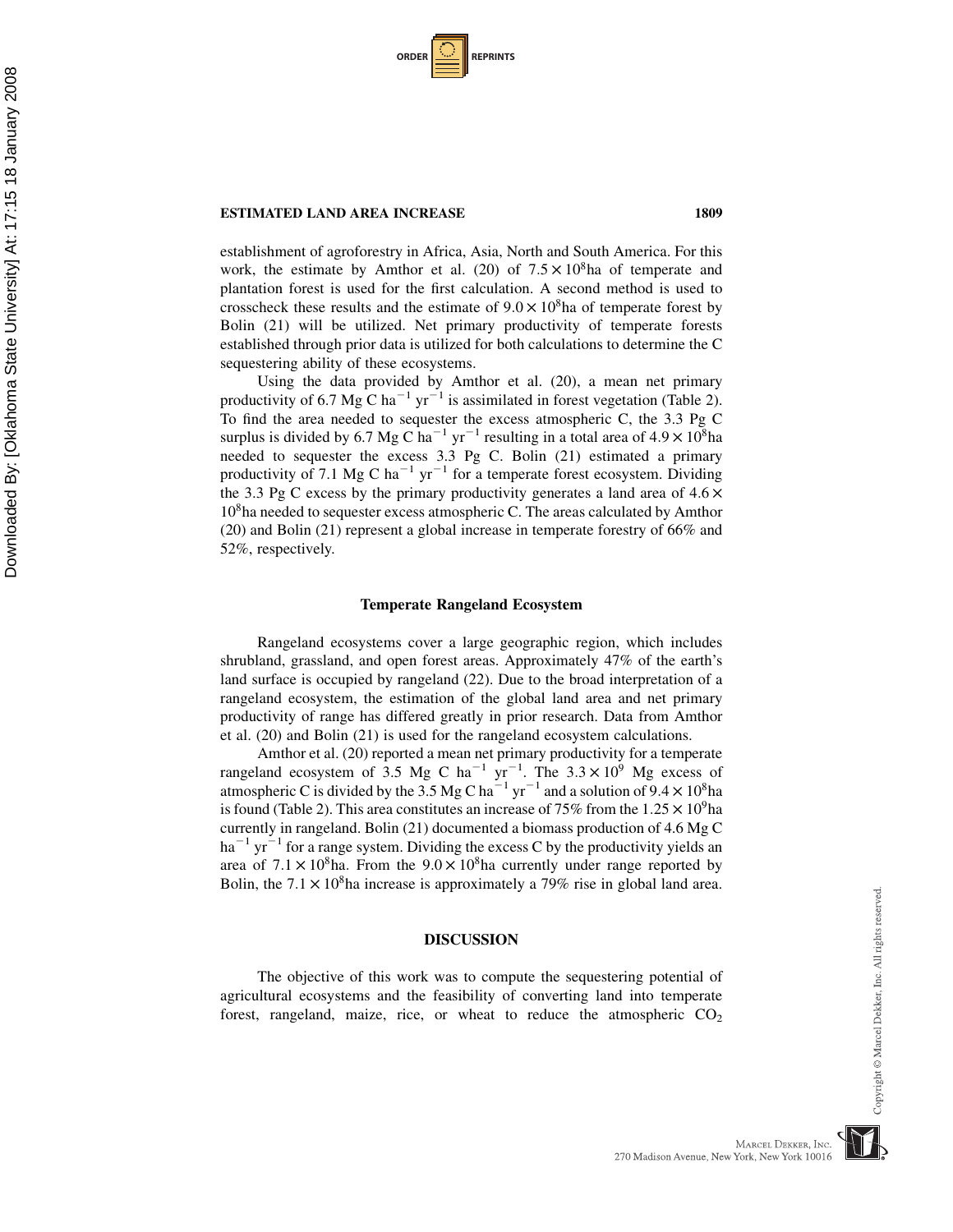establishment of agroforestry in Africa, Asia, North and South America. For this work, the estimate by Amthor et al. (20) of $7.5 \times 10^8$ha of temperate and plantation forest is used for the first calculation. A second method is used to crosscheck these results and the estimate of $9.0 \times 10^8$ha of temperate forest by Bolin (21) will be utilized. Net primary productivity of temperate forests established through prior data is utilized for both calculations to determine the C sequestering ability of these ecosystems.

Using the data provided by Amthor et al. (20), a mean net primary productivity of 6.7 Mg C $ha^{-1}$ $yr^{-1}$ is assimilated in forest vegetation (Table 2). To find the area needed to sequester the excess atmospheric C, the 3.3 Pg C surplus is divided by 6.7 Mg C $ha^{-1}$ $yr^{-1}$ resulting in a total area of $4.9 \times 10^8$ha needed to sequester the excess 3.3 Pg C. Bolin (21) estimated a primary productivity of 7.1 Mg C $ha^{-1}$ $yr^{-1}$ for a temperate forest ecosystem. Dividing the 3.3 Pg C excess by the primary productivity generates a land area of $4.6 \times 10^8$ha needed to sequester excess atmospheric C. The areas calculated by Amthor (20) and Bolin (21) represent a global increase in temperate forestry of 66% and 52%, respectively.

### Temperate Rangeland Ecosystem

Rangeland ecosystems cover a large geographic region, which includes shrubland, grassland, and open forest areas. Approximately 47% of the earth's land surface is occupied by rangeland (22). Due to the broad interpretation of a rangeland ecosystem, the estimation of the global land area and net primary productivity of range has differed greatly in prior research. Data from Amthor et al. (20) and Bolin (21) is used for the rangeland ecosystem calculations.

Amthor et al. (20) reported a mean net primary productivity for a temperate rangeland ecosystem of 3.5 Mg C $ha^{-1}$ $yr^{-1}$. The $3.3 \times 10^9$ Mg excess of atmospheric C is divided by the 3.5 Mg C $ha^{-1}$ $yr^{-1}$ and a solution of $9.4 \times 10^8$ha is found (Table 2). This area constitutes an increase of 75% from the $1.25 \times 10^9$ha currently in rangeland. Bolin (21) documented a biomass production of 4.6 Mg C $ha^{-1}$ $yr^{-1}$ for a range system. Dividing the excess C by the productivity yields an area of $7.1 \times 10^8$ha. From the $9.0 \times 10^8$ha currently under range reported by Bolin, the $7.1 \times 10^8$ha increase is approximately a 79% rise in global land area.

## DISCUSSION

The objective of this work was to compute the sequestering potential of agricultural ecosystems and the feasibility of converting land into temperate forest, rangeland, maize, rice, or wheat to reduce the atmospheric $CO_2$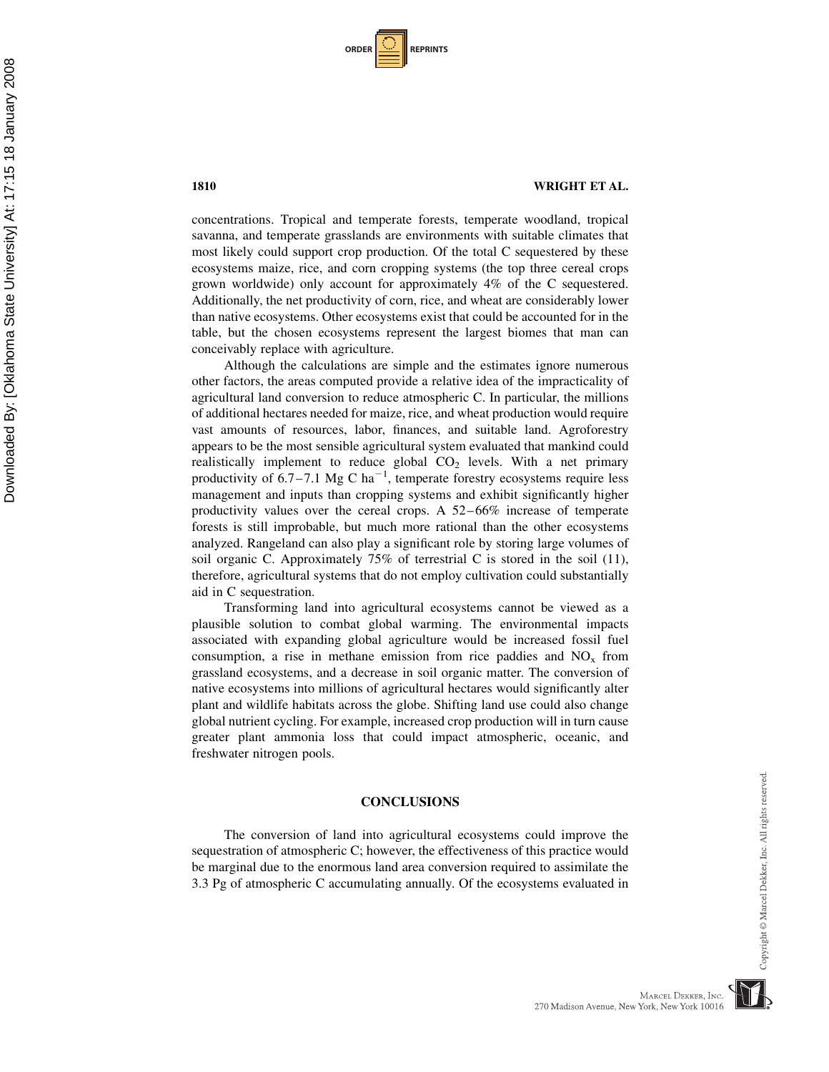concentrations. Tropical and temperate forests, temperate woodland, tropical savanna, and temperate grasslands are environments with suitable climates that most likely could support crop production. Of the total C sequestered by these ecosystems maize, rice, and corn cropping systems (the top three cereal crops grown worldwide) only account for approximately 4% of the C sequestered. Additionally, the net productivity of corn, rice, and wheat are considerably lower than native ecosystems. Other ecosystems exist that could be accounted for in the table, but the chosen ecosystems represent the largest biomes that man can conceivably replace with agriculture.

Although the calculations are simple and the estimates ignore numerous other factors, the areas computed provide a relative idea of the impracticality of agricultural land conversion to reduce atmospheric C. In particular, the millions of additional hectares needed for maize, rice, and wheat production would require vast amounts of resources, labor, finances, and suitable land. Agroforestry appears to be the most sensible agricultural system evaluated that mankind could realistically implement to reduce global $CO_2$ levels. With a net primary productivity of 6.7–7.1 Mg C $ha^{-1}$, temperate forestry ecosystems require less management and inputs than cropping systems and exhibit significantly higher productivity values over the cereal crops. A 52–66% increase of temperate forests is still improbable, but much more rational than the other ecosystems analyzed. Rangeland can also play a significant role by storing large volumes of soil organic C. Approximately 75% of terrestrial C is stored in the soil (11), therefore, agricultural systems that do not employ cultivation could substantially aid in C sequestration.

Transforming land into agricultural ecosystems cannot be viewed as a plausible solution to combat global warming. The environmental impacts associated with expanding global agriculture would be increased fossil fuel consumption, a rise in methane emission from rice paddies and $NO_x$ from grassland ecosystems, and a decrease in soil organic matter. The conversion of native ecosystems into millions of agricultural hectares would significantly alter plant and wildlife habitats across the globe. Shifting land use could also change global nutrient cycling. For example, increased crop production will in turn cause greater plant ammonia loss that could impact atmospheric, oceanic, and freshwater nitrogen pools.

## CONCLUSIONS

The conversion of land into agricultural ecosystems could improve the sequestration of atmospheric C; however, the effectiveness of this practice would be marginal due to the enormous land area conversion required to assimilate the 3.3 Pg of atmospheric C accumulating annually. Of the ecosystems evaluated in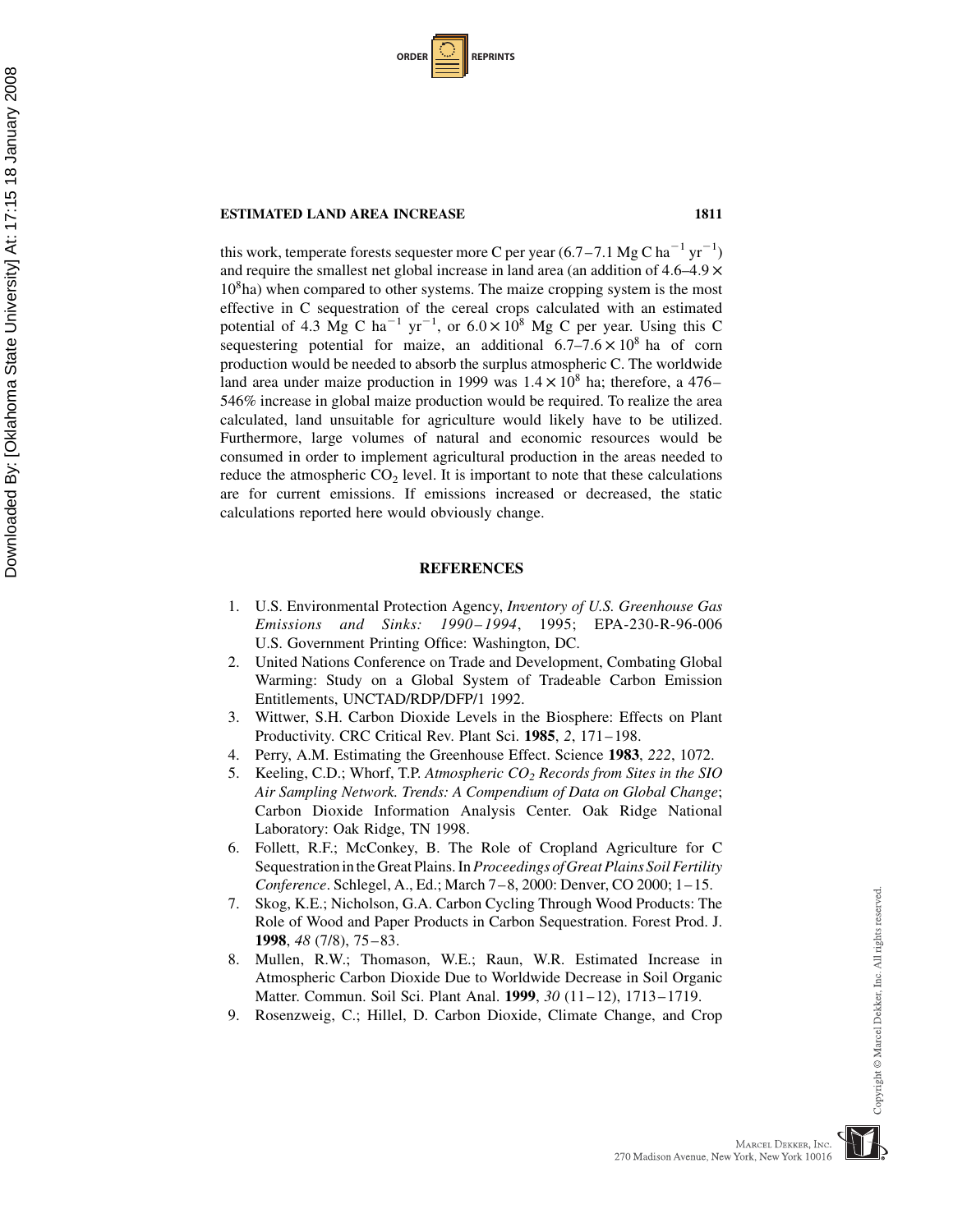this work, temperate forests sequester more C per year (6.7–7.1 Mg C $ha^{-1}$ $yr^{-1}$) and require the smallest net global increase in land area (an addition of 4.6–4.9 × $10^8$ha) when compared to other systems. The maize cropping system is the most effective in C sequestration of the cereal crops calculated with an estimated potential of 4.3 Mg C $ha^{-1}$ $yr^{-1}$, or $6.0 \times 10^8$ Mg C per year. Using this C sequestering potential for maize, an additional $6.7–7.6 \times 10^8$ ha of corn production would be needed to absorb the surplus atmospheric C. The worldwide land area under maize production in 1999 was $1.4 \times 10^8$ ha; therefore, a 476–546% increase in global maize production would be required. To realize the area calculated, land unsuitable for agriculture would likely have to be utilized. Furthermore, large volumes of natural and economic resources would be consumed in order to implement agricultural production in the areas needed to reduce the atmospheric $CO_2$ level. It is important to note that these calculations are for current emissions. If emissions increased or decreased, the static calculations reported here would obviously change.

## REFERENCES

1. U.S. Environmental Protection Agency, *Inventory of U.S. Greenhouse Gas Emissions and Sinks: 1990–1994*, 1995; EPA-230-R-96-006 U.S. Government Printing Office: Washington, DC.
2. United Nations Conference on Trade and Development, Combating Global Warming: Study on a Global System of Tradeable Carbon Emission Entitlements, UNCTAD/RDP/DFP/1 1992.
3. Wittwer, S.H. Carbon Dioxide Levels in the Biosphere: Effects on Plant Productivity. CRC Critical Rev. Plant Sci. **1985**, *2*, 171–198.
4. Perry, A.M. Estimating the Greenhouse Effect. Science **1983**, *222*, 1072.
5. Keeling, C.D.; Whorf, T.P. *Atmospheric $CO_2$ Records from Sites in the SIO Air Sampling Network. Trends: A Compendium of Data on Global Change*; Carbon Dioxide Information Analysis Center. Oak Ridge National Laboratory: Oak Ridge, TN 1998.
6. Follett, R.F.; McConkey, B. The Role of Cropland Agriculture for C Sequestration in the Great Plains. In *Proceedings of Great Plains Soil Fertility Conference*. Schlegel, A., Ed.; March 7–8, 2000: Denver, CO 2000; 1–15.
7. Skog, K.E.; Nicholson, G.A. Carbon Cycling Through Wood Products: The Role of Wood and Paper Products in Carbon Sequestration. Forest Prod. J. **1998**, *48* (7/8), 75–83.
8. Mullen, R.W.; Thomason, W.E.; Raun, W.R. Estimated Increase in Atmospheric Carbon Dioxide Due to Worldwide Decrease in Soil Organic Matter. Commun. Soil Sci. Plant Anal. **1999**, *30* (11–12), 1713–1719.
9. Rosenzweig, C.; Hillel, D. Carbon Dioxide, Climate Change, and Crop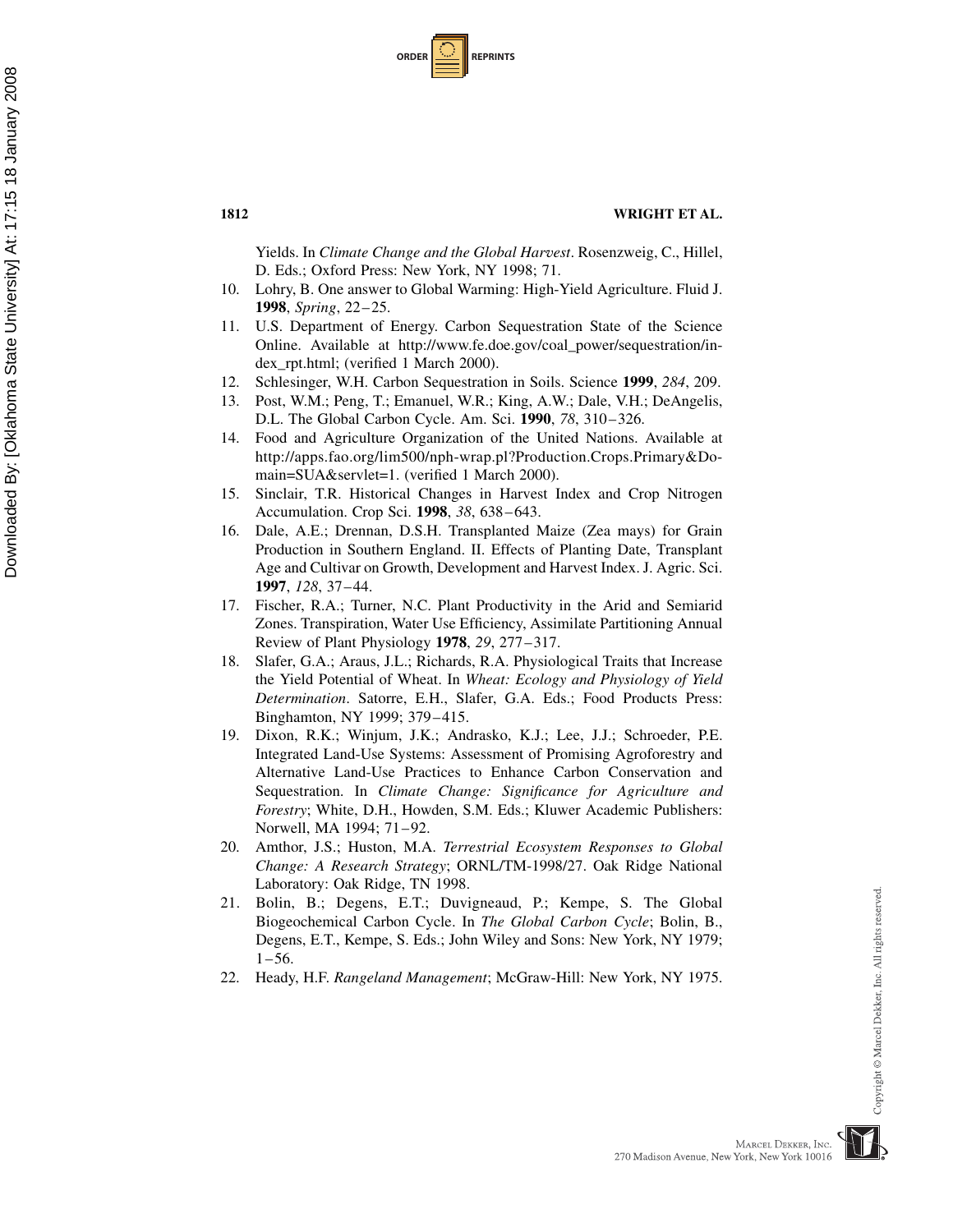Yields. In *Climate Change and the Global Harvest*. Rosenzweig, C., Hillel, D. Eds.; Oxford Press: New York, NY 1998; 71.

10. Lohry, B. One answer to Global Warming: High-Yield Agriculture. Fluid J. **1998**, *Spring*, 22–25.
11. U.S. Department of Energy. Carbon Sequestration State of the Science Online. Available at http://www.fe.doe.gov/coal_power/sequestration/index_rpt.html; (verified 1 March 2000).
12. Schlesinger, W.H. Carbon Sequestration in Soils. Science **1999**, *284*, 209.
13. Post, W.M.; Peng, T.; Emanuel, W.R.; King, A.W.; Dale, V.H.; DeAngelis, D.L. The Global Carbon Cycle. Am. Sci. **1990**, *78*, 310–326.
14. Food and Agriculture Organization of the United Nations. Available at http://apps.fao.org/lim500/nph-wrap.pl?Production.Crops.Primary&Domain=SUA&servlet=1. (verified 1 March 2000).
15. Sinclair, T.R. Historical Changes in Harvest Index and Crop Nitrogen Accumulation. Crop Sci. **1998**, *38*, 638–643.
16. Dale, A.E.; Drennan, D.S.H. Transplanted Maize (Zea mays) for Grain Production in Southern England. II. Effects of Planting Date, Transplant Age and Cultivar on Growth, Development and Harvest Index. J. Agric. Sci. **1997**, *128*, 37–44.
17. Fischer, R.A.; Turner, N.C. Plant Productivity in the Arid and Semiarid Zones. Transpiration, Water Use Efficiency, Assimilate Partitioning Annual Review of Plant Physiology **1978**, *29*, 277–317.
18. Slafer, G.A.; Araus, J.L.; Richards, R.A. Physiological Traits that Increase the Yield Potential of Wheat. In *Wheat: Ecology and Physiology of Yield Determination*. Satorre, E.H., Slafer, G.A. Eds.; Food Products Press: Binghamton, NY 1999; 379–415.
19. Dixon, R.K.; Winjum, J.K.; Andrasko, K.J.; Lee, J.J.; Schroeder, P.E. Integrated Land-Use Systems: Assessment of Promising Agroforestry and Alternative Land-Use Practices to Enhance Carbon Conservation and Sequestration. In *Climate Change: Significance for Agriculture and Forestry*; White, D.H., Howden, S.M. Eds.; Kluwer Academic Publishers: Norwell, MA 1994; 71–92.
20. Amthor, J.S.; Huston, M.A. *Terrestrial Ecosystem Responses to Global Change: A Research Strategy*; ORNL/TM-1998/27. Oak Ridge National Laboratory: Oak Ridge, TN 1998.
21. Bolin, B.; Degens, E.T.; Duvigneaud, P.; Kempe, S. The Global Biogeochemical Carbon Cycle. In *The Global Carbon Cycle*; Bolin, B., Degens, E.T., Kempe, S. Eds.; John Wiley and Sons: New York, NY 1979; 1–56.
22. Heady, H.F. *Rangeland Management*; McGraw-Hill: New York, NY 1975.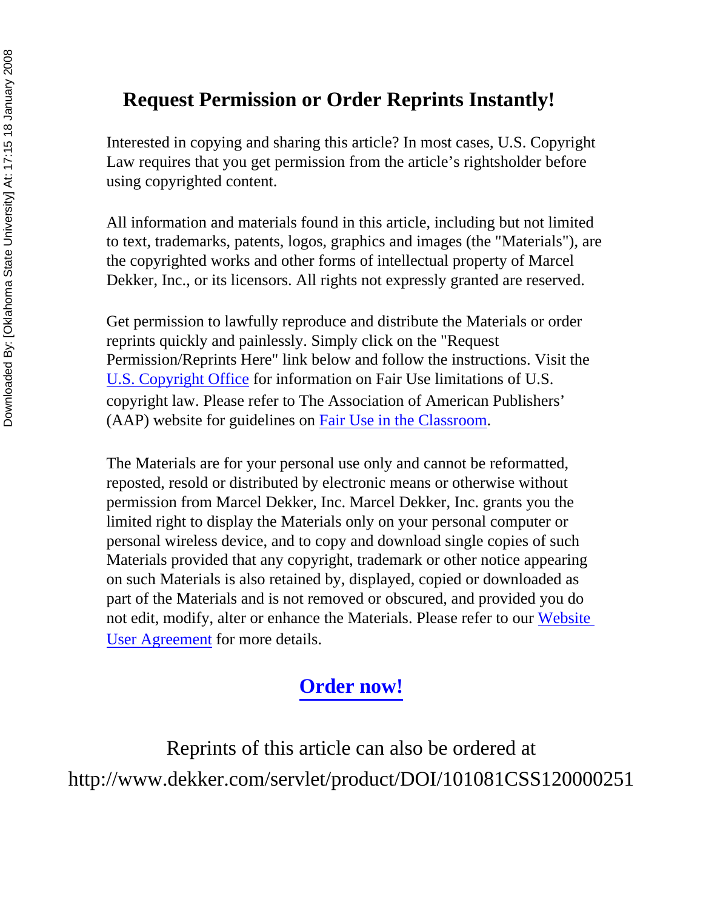# Request Permission or Order Reprints Instantly!

Interested in copying and sharing this article? In most cases, U.S. Copyright Law requires that you get permission from the article's rightsholder before using copyrighted content.

All information and materials found in this article, including but not limited to text, trademarks, patents, logos, graphics and images (the "Materials"), are the copyrighted works and other forms of intellectual property of Marcel Dekker, Inc., or its licensors. All rights not expressly granted are reserved.

Get permission to lawfully reproduce and distribute the Materials or order reprints quickly and painlessly. Simply click on the "Request Permission/Reprints Here" link below and follow the instructions. Visit the U.S. Copyright Office for information on Fair Use limitations of U.S. copyright law. Please refer to The Association of American Publishers' (AAP) website for guidelines on Fair Use in the Classroom.

The Materials are for your personal use only and cannot be reformatted, reposted, resold or distributed by electronic means or otherwise without permission from Marcel Dekker, Inc. Marcel Dekker, Inc. grants you the limited right to display the Materials only on your personal computer or personal wireless device, and to copy and download single copies of such Materials provided that any copyright, trademark or other notice appearing on such Materials is also retained by, displayed, copied or downloaded as part of the Materials and is not removed or obscured, and provided you do not edit, modify, alter or enhance the Materials. Please refer to our Website User Agreement for more details.

**Order now!**

Reprints of this article can also be ordered at
http://www.dekker.com/servlet/product/DOI/101081CSS120000251